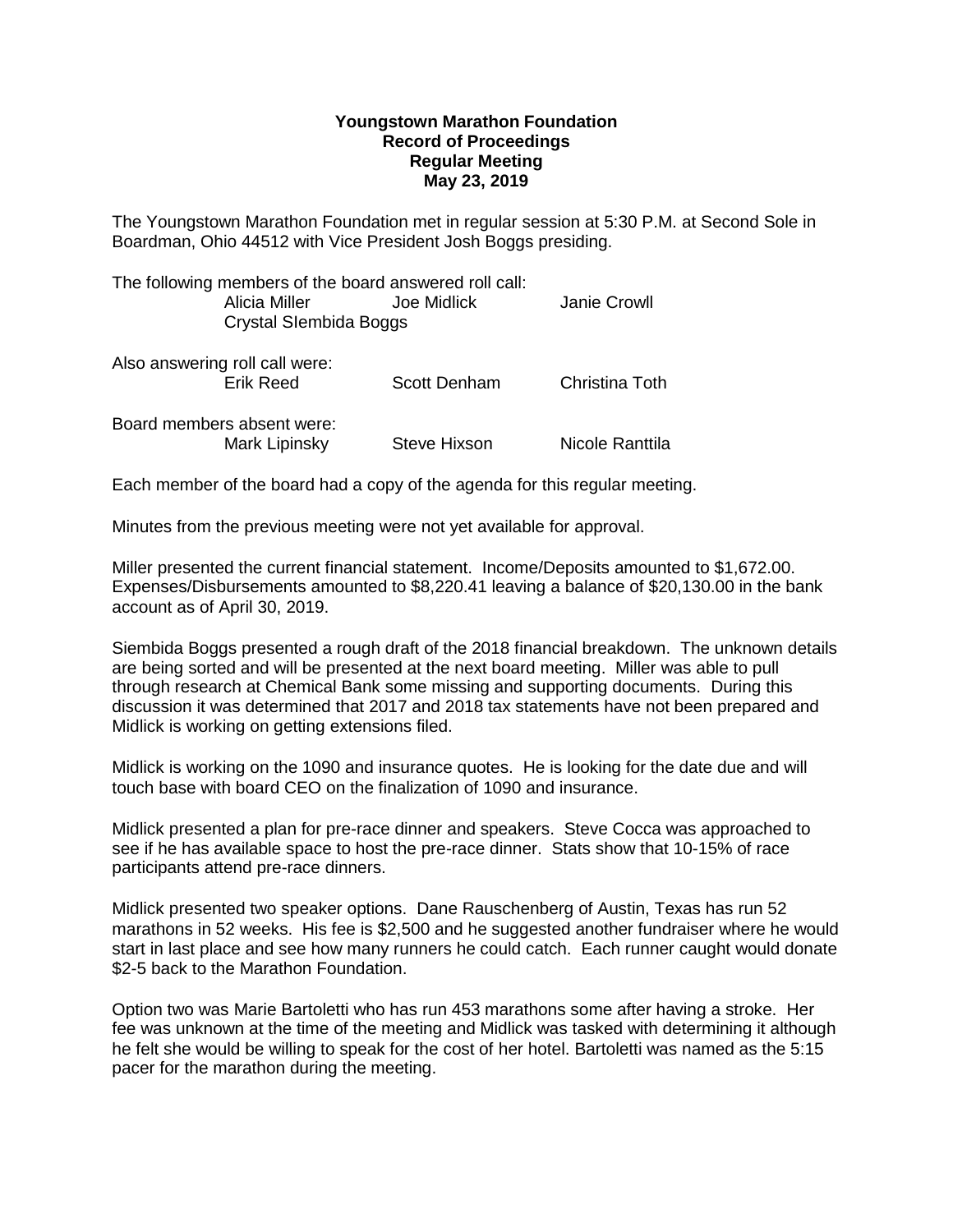**Youngstown Marathon Foundation**
**Record of Proceedings**
**Regular Meeting**
**May 23, 2019**

The Youngstown Marathon Foundation met in regular session at 5:30 P.M. at Second Sole in Boardman, Ohio 44512 with Vice President Josh Boggs presiding.

The following members of the board answered roll call:

| | | |
|---|---|---|
| Alicia Miller | Joe Midlick | Janie Crowll |
| Crystal SIembida Boggs | | |

Also answering roll call were:

| | | |
|---|---|---|
| Erik Reed | Scott Denham | Christina Toth |

Board members absent were:

| | | |
|---|---|---|
| Mark Lipinsky | Steve Hixson | Nicole Ranttila |

Each member of the board had a copy of the agenda for this regular meeting.

Minutes from the previous meeting were not yet available for approval.

Miller presented the current financial statement. Income/Deposits amounted to $1,672.00. Expenses/Disbursements amounted to $8,220.41 leaving a balance of $20,130.00 in the bank account as of April 30, 2019.

Siembida Boggs presented a rough draft of the 2018 financial breakdown. The unknown details are being sorted and will be presented at the next board meeting. Miller was able to pull through research at Chemical Bank some missing and supporting documents. During this discussion it was determined that 2017 and 2018 tax statements have not been prepared and Midlick is working on getting extensions filed.

Midlick is working on the 1090 and insurance quotes. He is looking for the date due and will touch base with board CEO on the finalization of 1090 and insurance.

Midlick presented a plan for pre-race dinner and speakers. Steve Cocca was approached to see if he has available space to host the pre-race dinner. Stats show that 10-15% of race participants attend pre-race dinners.

Midlick presented two speaker options. Dane Rauschenberg of Austin, Texas has run 52 marathons in 52 weeks. His fee is $2,500 and he suggested another fundraiser where he would start in last place and see how many runners he could catch. Each runner caught would donate $2-5 back to the Marathon Foundation.

Option two was Marie Bartoletti who has run 453 marathons some after having a stroke. Her fee was unknown at the time of the meeting and Midlick was tasked with determining it although he felt she would be willing to speak for the cost of her hotel. Bartoletti was named as the 5:15 pacer for the marathon during the meeting.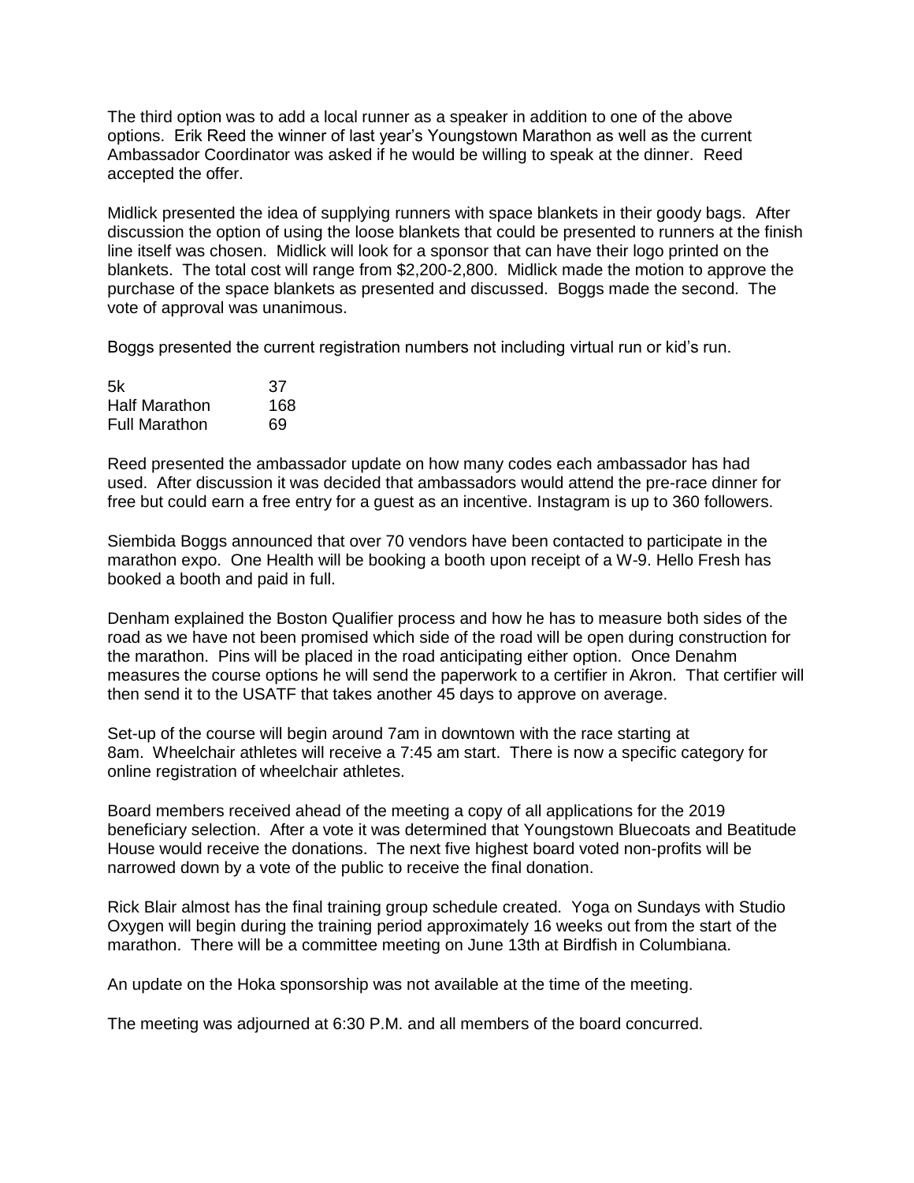The third option was to add a local runner as a speaker in addition to one of the above options. Erik Reed the winner of last year's Youngstown Marathon as well as the current Ambassador Coordinator was asked if he would be willing to speak at the dinner. Reed accepted the offer.

Midlick presented the idea of supplying runners with space blankets in their goody bags. After discussion the option of using the loose blankets that could be presented to runners at the finish line itself was chosen. Midlick will look for a sponsor that can have their logo printed on the blankets. The total cost will range from $2,200-2,800. Midlick made the motion to approve the purchase of the space blankets as presented and discussed. Boggs made the second. The vote of approval was unanimous.

Boggs presented the current registration numbers not including virtual run or kid's run.

| | |
|---|---|
| 5k | 37 |
| Half Marathon | 168 |
| Full Marathon | 69 |

Reed presented the ambassador update on how many codes each ambassador has had used. After discussion it was decided that ambassadors would attend the pre-race dinner for free but could earn a free entry for a guest as an incentive. Instagram is up to 360 followers.

Siembida Boggs announced that over 70 vendors have been contacted to participate in the marathon expo. One Health will be booking a booth upon receipt of a W-9. Hello Fresh has booked a booth and paid in full.

Denham explained the Boston Qualifier process and how he has to measure both sides of the road as we have not been promised which side of the road will be open during construction for the marathon. Pins will be placed in the road anticipating either option. Once Denahm measures the course options he will send the paperwork to a certifier in Akron. That certifier will then send it to the USATF that takes another 45 days to approve on average.

Set-up of the course will begin around 7am in downtown with the race starting at 8am. Wheelchair athletes will receive a 7:45 am start. There is now a specific category for online registration of wheelchair athletes.

Board members received ahead of the meeting a copy of all applications for the 2019 beneficiary selection. After a vote it was determined that Youngstown Bluecoats and Beatitude House would receive the donations. The next five highest board voted non-profits will be narrowed down by a vote of the public to receive the final donation.

Rick Blair almost has the final training group schedule created. Yoga on Sundays with Studio Oxygen will begin during the training period approximately 16 weeks out from the start of the marathon. There will be a committee meeting on June 13th at Birdfish in Columbiana.

An update on the Hoka sponsorship was not available at the time of the meeting.

The meeting was adjourned at 6:30 P.M. and all members of the board concurred.